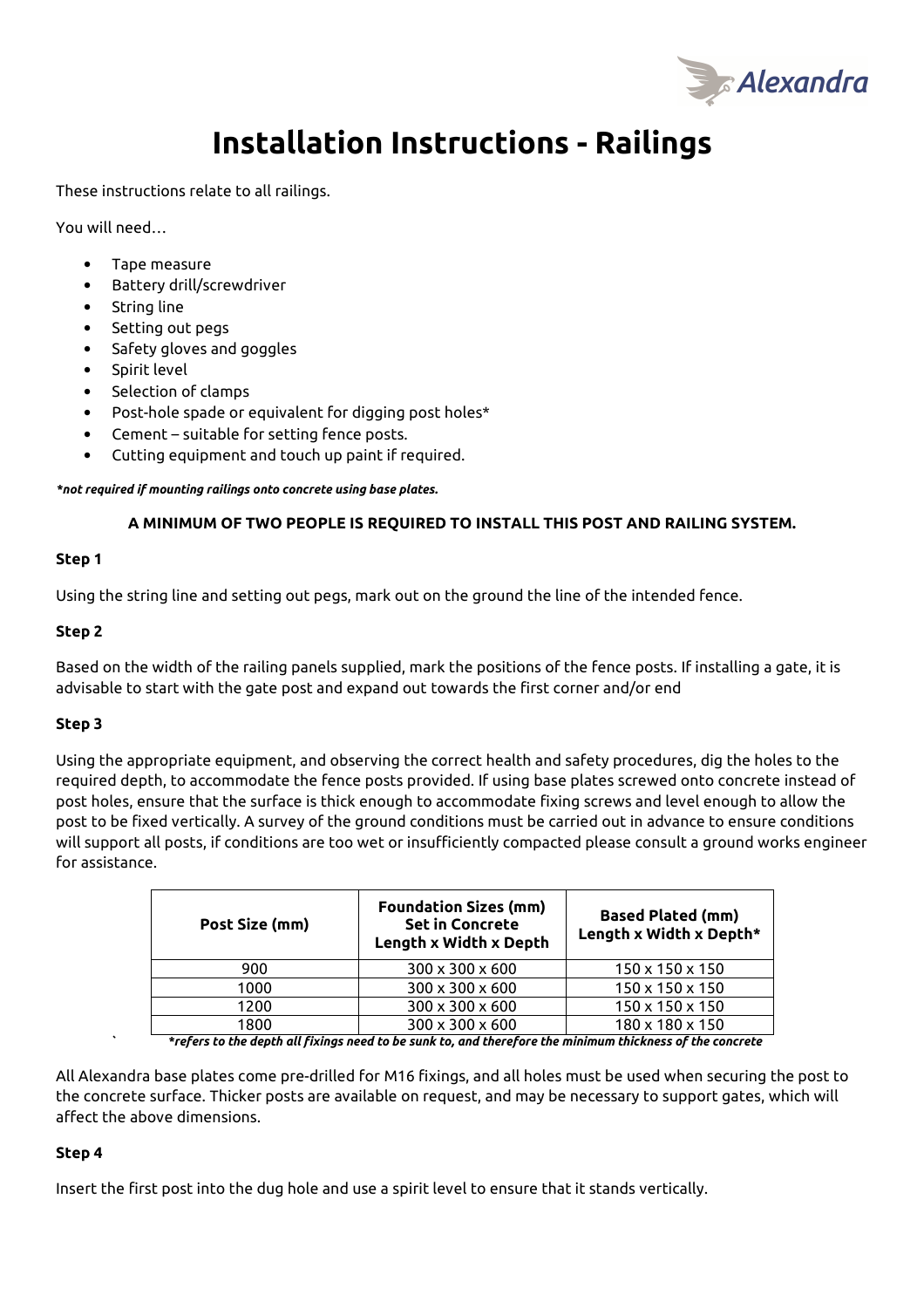# Installation Instructions - Railings

These instructions relate to all railings.

You will need…

- Tape measure
- Battery drill/screwdriver
- String line
- Setting out pegs
- Safety gloves and goggles
- Spirit level
- Selection of clamps
- Post-hole spade or equivalent for digging post holes*
- Cement – suitable for setting fence posts.
- Cutting equipment and touch up paint if required.

***not required if mounting railings onto concrete using base plates.***

**A MINIMUM OF TWO PEOPLE IS REQUIRED TO INSTALL THIS POST AND RAILING SYSTEM.**

**Step 1**

Using the string line and setting out pegs, mark out on the ground the line of the intended fence.

**Step 2**

Based on the width of the railing panels supplied, mark the positions of the fence posts. If installing a gate, it is advisable to start with the gate post and expand out towards the first corner and/or end

**Step 3**

Using the appropriate equipment, and observing the correct health and safety procedures, dig the holes to the required depth, to accommodate the fence posts provided. If using base plates screwed onto concrete instead of post holes, ensure that the surface is thick enough to accommodate fixing screws and level enough to allow the post to be fixed vertically. A survey of the ground conditions must be carried out in advance to ensure conditions will support all posts, if conditions are too wet or insufficiently compacted please consult a ground works engineer for assistance.

| Post Size (mm) | Foundation Sizes (mm) Set in Concrete Length x Width x Depth | Based Plated (mm) Length x Width x Depth* |
|---|---|---|
| 900 | 300 x 300 x 600 | 150 x 150 x 150 |
| 1000 | 300 x 300 x 600 | 150 x 150 x 150 |
| 1200 | 300 x 300 x 600 | 150 x 150 x 150 |
| 1800 | 300 x 300 x 600 | 180 x 180 x 150 |

***refers to the depth all fixings need to be sunk to, and therefore the minimum thickness of the concrete***

All Alexandra base plates come pre-drilled for M16 fixings, and all holes must be used when securing the post to the concrete surface. Thicker posts are available on request, and may be necessary to support gates, which will affect the above dimensions.

**Step 4**

Insert the first post into the dug hole and use a spirit level to ensure that it stands vertically.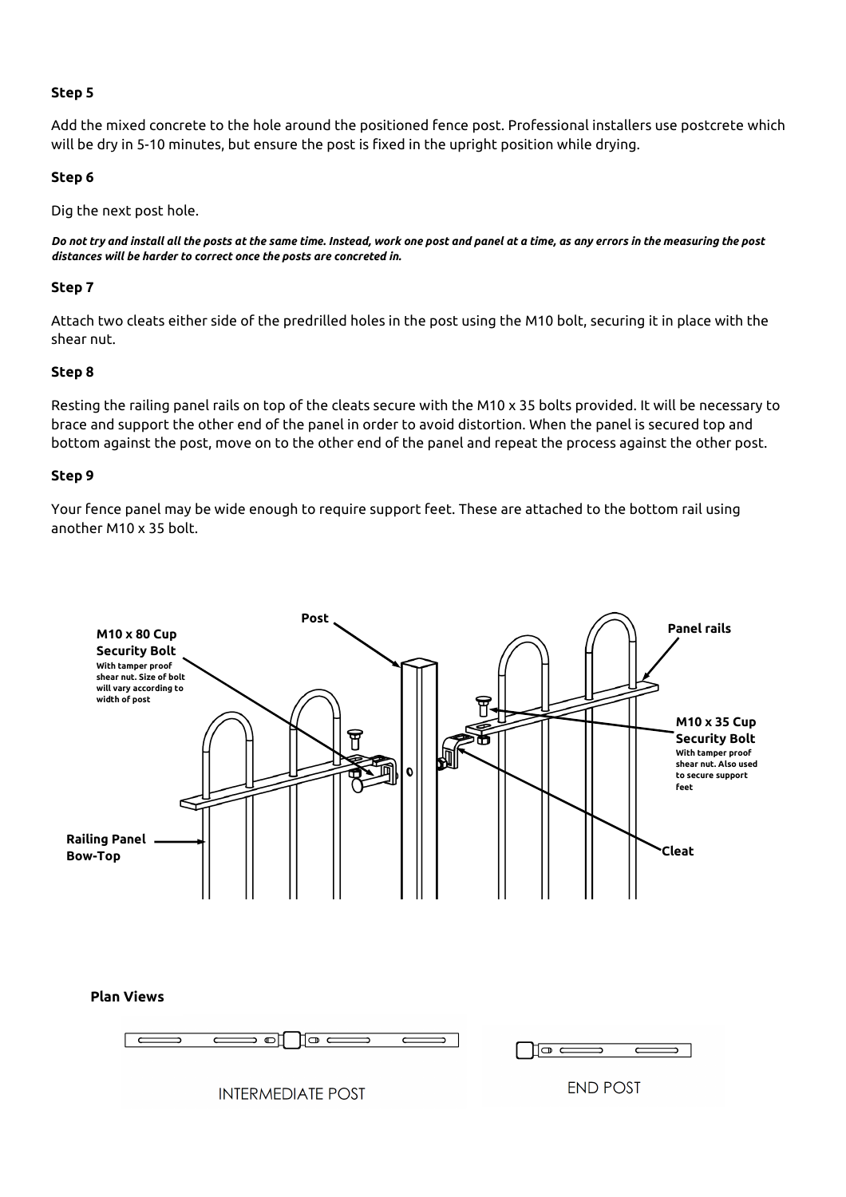**Step 5**

Add the mixed concrete to the hole around the positioned fence post. Professional installers use postcrete which will be dry in 5-10 minutes, but ensure the post is fixed in the upright position while drying.

**Step 6**

Dig the next post hole.

***Do not try and install all the posts at the same time. Instead, work one post and panel at a time, as any errors in the measuring the post distances will be harder to correct once the posts are concreted in.***

**Step 7**

Attach two cleats either side of the predrilled holes in the post using the M10 bolt, securing it in place with the shear nut.

**Step 8**

Resting the railing panel rails on top of the cleats secure with the M10 x 35 bolts provided. It will be necessary to brace and support the other end of the panel in order to avoid distortion. When the panel is secured top and bottom against the post, move on to the other end of the panel and repeat the process against the other post.

**Step 9**

Your fence panel may be wide enough to require support feet. These are attached to the bottom rail using another M10 x 35 bolt.

**Post**

**M10 x 80 Cup Security Bolt**
With tamper proof shear nut. Size of bolt will vary according to width of post

**Panel rails**

**M10 x 35 Cup Security Bolt**
With tamper proof shear nut. Also used to secure support feet

**Railing Panel Bow-Top**

**Cleat**

**Plan Views**

INTERMEDIATE POST

END POST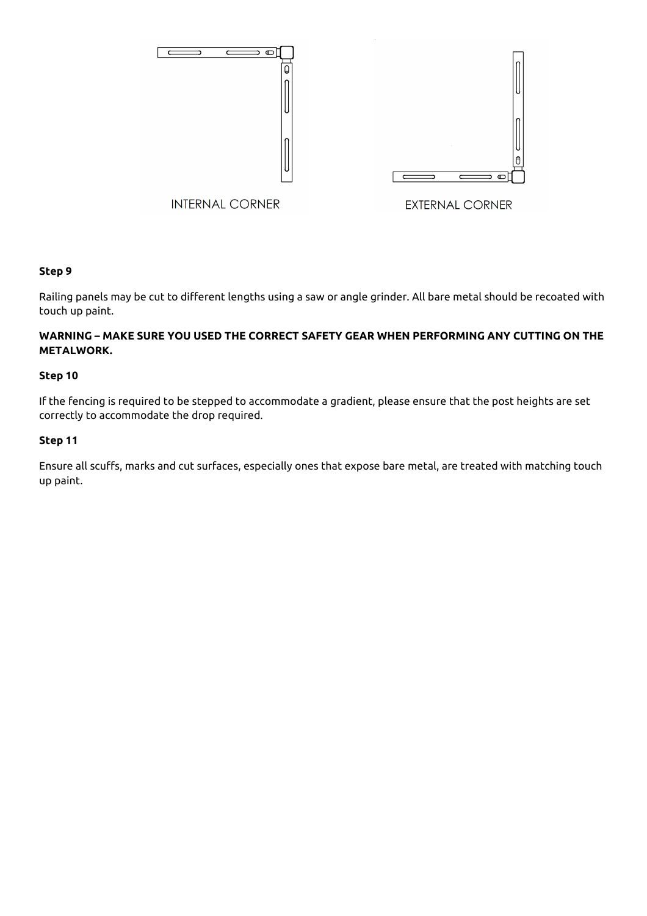INTERNAL CORNER

EXTERNAL CORNER

**Step 9**

Railing panels may be cut to different lengths using a saw or angle grinder. All bare metal should be recoated with touch up paint.

**WARNING – MAKE SURE YOU USED THE CORRECT SAFETY GEAR WHEN PERFORMING ANY CUTTING ON THE METALWORK.**

**Step 10**

If the fencing is required to be stepped to accommodate a gradient, please ensure that the post heights are set correctly to accommodate the drop required.

**Step 11**

Ensure all scuffs, marks and cut surfaces, especially ones that expose bare metal, are treated with matching touch up paint.